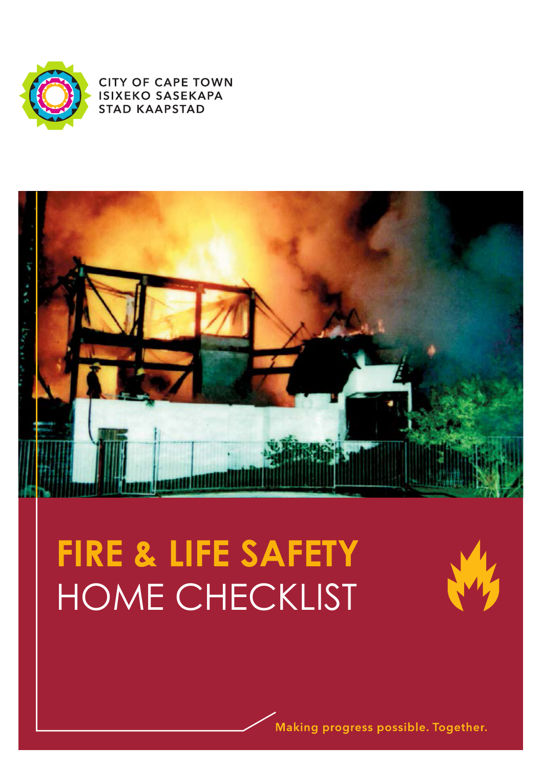CITY OF CAPE TOWN
ISIXEKO SASEKAPA
STAD KAAPSTAD

# FIRE & LIFE SAFETY HOME CHECKLIST

Making progress possible. Together.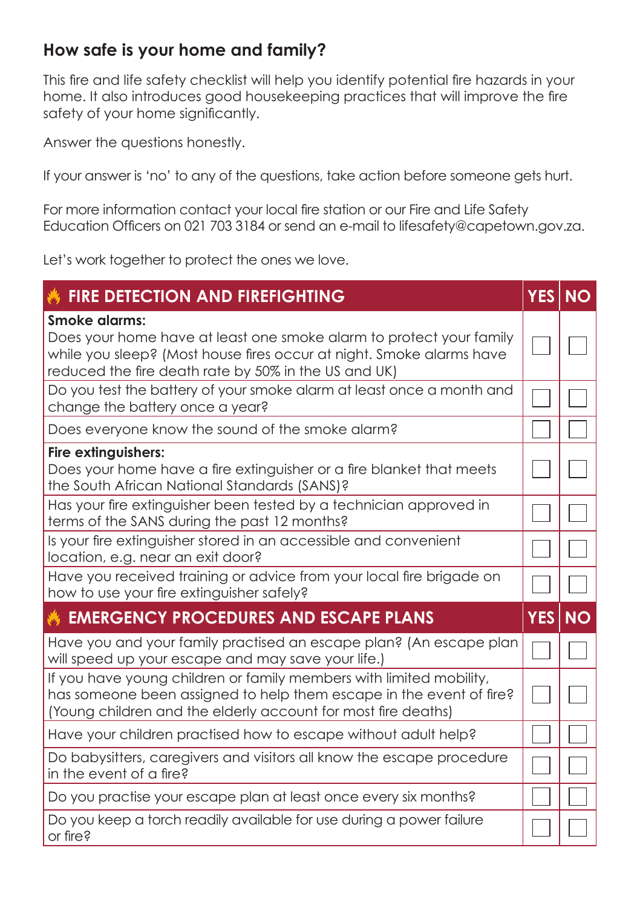## How safe is your home and family?

This fire and life safety checklist will help you identify potential fire hazards in your home. It also introduces good housekeeping practices that will improve the fire safety of your home significantly.

Answer the questions honestly.

If your answer is 'no' to any of the questions, take action before someone gets hurt.

For more information contact your local fire station or our Fire and Life Safety Education Officers on 021 703 3184 or send an e-mail to lifesafety@capetown.gov.za.

Let's work together to protect the ones we love.

| FIRE DETECTION AND FIREFIGHTING | YES | NO |
|---|---|---|
| **Smoke alarms:** Does your home have at least one smoke alarm to protect your family while you sleep? (Most house fires occur at night. Smoke alarms have reduced the fire death rate by 50% in the US and UK) | ☐ | ☐ |
| Do you test the battery of your smoke alarm at least once a month and change the battery once a year? | ☐ | ☐ |
| Does everyone know the sound of the smoke alarm? | ☐ | ☐ |
| **Fire extinguishers:** Does your home have a fire extinguisher or a fire blanket that meets the South African National Standards (SANS)? | ☐ | ☐ |
| Has your fire extinguisher been tested by a technician approved in terms of the SANS during the past 12 months? | ☐ | ☐ |
| Is your fire extinguisher stored in an accessible and convenient location, e.g. near an exit door? | ☐ | ☐ |
| Have you received training or advice from your local fire brigade on how to use your fire extinguisher safely? | ☐ | ☐ |
| **EMERGENCY PROCEDURES AND ESCAPE PLANS** | **YES** | **NO** |
| Have you and your family practised an escape plan? (An escape plan will speed up your escape and may save your life.) | ☐ | ☐ |
| If you have young children or family members with limited mobility, has someone been assigned to help them escape in the event of fire? (Young children and the elderly account for most fire deaths) | ☐ | ☐ |
| Have your children practised how to escape without adult help? | ☐ | ☐ |
| Do babysitters, caregivers and visitors all know the escape procedure in the event of a fire? | ☐ | ☐ |
| Do you practise your escape plan at least once every six months? | ☐ | ☐ |
| Do you keep a torch readily available for use during a power failure or fire? | ☐ | ☐ |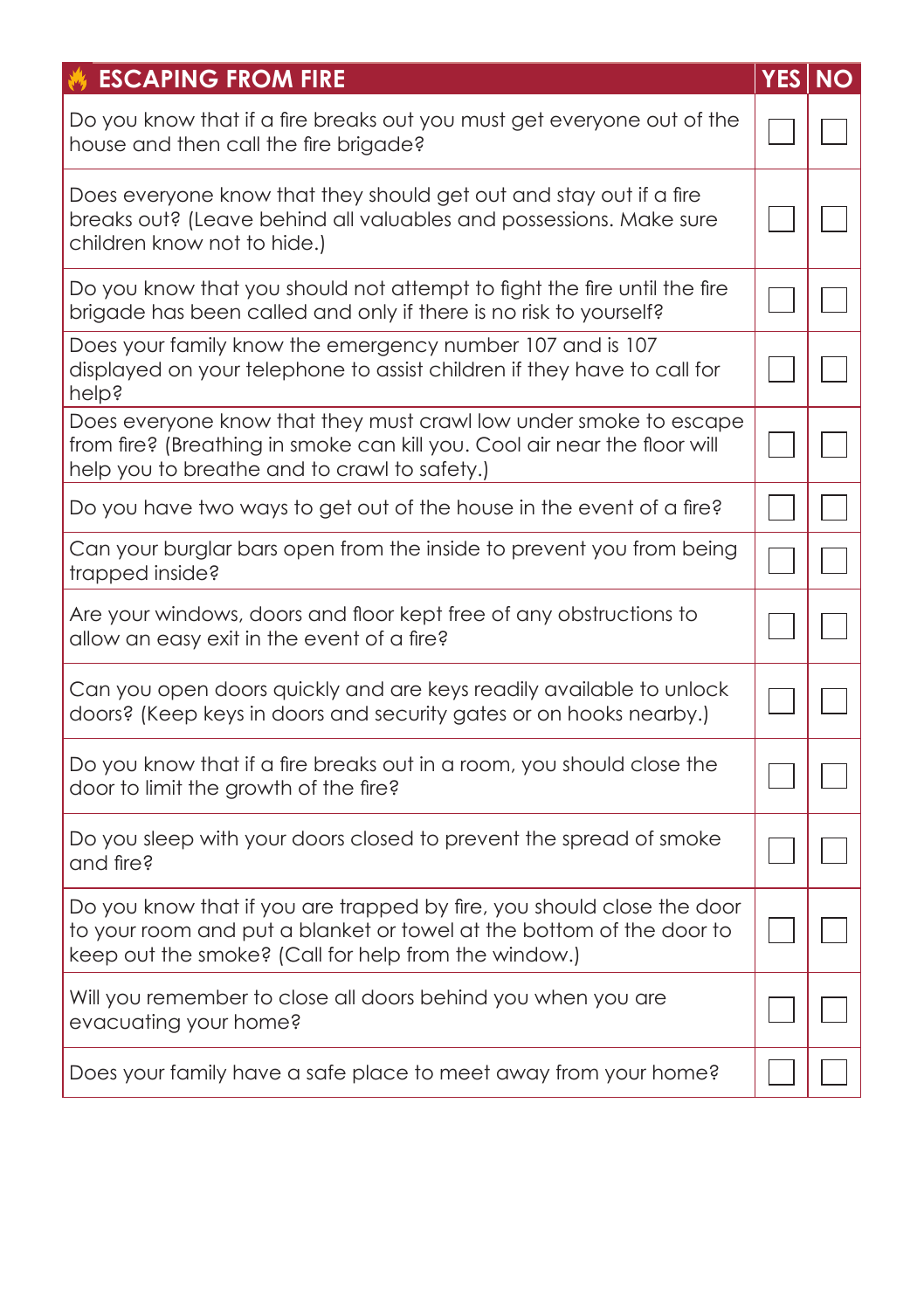| ESCAPING FROM FIRE | YES | NO |
|---|---|---|
| Do you know that if a fire breaks out you must get everyone out of the house and then call the fire brigade? | | |
| Does everyone know that they should get out and stay out if a fire breaks out? (Leave behind all valuables and possessions. Make sure children know not to hide.) | | |
| Do you know that you should not attempt to fight the fire until the fire brigade has been called and only if there is no risk to yourself? | | |
| Does your family know the emergency number 107 and is 107 displayed on your telephone to assist children if they have to call for help? | | |
| Does everyone know that they must crawl low under smoke to escape from fire? (Breathing in smoke can kill you. Cool air near the floor will help you to breathe and to crawl to safety.) | | |
| Do you have two ways to get out of the house in the event of a fire? | | |
| Can your burglar bars open from the inside to prevent you from being trapped inside? | | |
| Are your windows, doors and floor kept free of any obstructions to allow an easy exit in the event of a fire? | | |
| Can you open doors quickly and are keys readily available to unlock doors? (Keep keys in doors and security gates or on hooks nearby.) | | |
| Do you know that if a fire breaks out in a room, you should close the door to limit the growth of the fire? | | |
| Do you sleep with your doors closed to prevent the spread of smoke and fire? | | |
| Do you know that if you are trapped by fire, you should close the door to your room and put a blanket or towel at the bottom of the door to keep out the smoke? (Call for help from the window.) | | |
| Will you remember to close all doors behind you when you are evacuating your home? | | |
| Does your family have a safe place to meet away from your home? | | |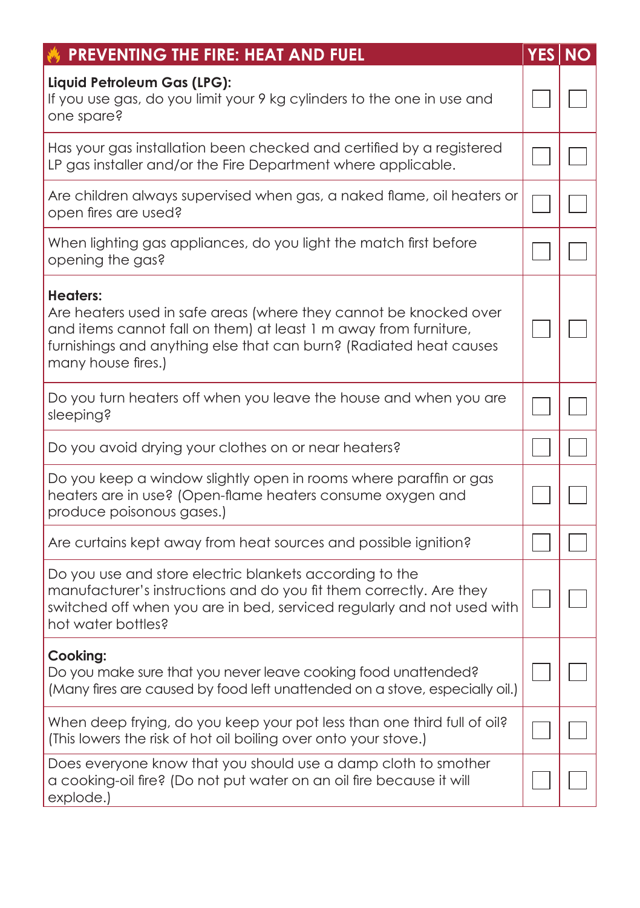| PREVENTING THE FIRE: HEAT AND FUEL | YES | NO |
|---|---|---|
| **Liquid Petroleum Gas (LPG):** If you use gas, do you limit your 9 kg cylinders to the one in use and one spare? | ☐ | ☐ |
| Has your gas installation been checked and certified by a registered LP gas installer and/or the Fire Department where applicable. | ☐ | ☐ |
| Are children always supervised when gas, a naked flame, oil heaters or open fires are used? | ☐ | ☐ |
| When lighting gas appliances, do you light the match first before opening the gas? | ☐ | ☐ |
| **Heaters:** Are heaters used in safe areas (where they cannot be knocked over and items cannot fall on them) at least 1 m away from furniture, furnishings and anything else that can burn? (Radiated heat causes many house fires.) | ☐ | ☐ |
| Do you turn heaters off when you leave the house and when you are sleeping? | ☐ | ☐ |
| Do you avoid drying your clothes on or near heaters? | ☐ | ☐ |
| Do you keep a window slightly open in rooms where paraffin or gas heaters are in use? (Open-flame heaters consume oxygen and produce poisonous gases.) | ☐ | ☐ |
| Are curtains kept away from heat sources and possible ignition? | ☐ | ☐ |
| Do you use and store electric blankets according to the manufacturer's instructions and do you fit them correctly. Are they switched off when you are in bed, serviced regularly and not used with hot water bottles? | ☐ | ☐ |
| **Cooking:** Do you make sure that you never leave cooking food unattended? (Many fires are caused by food left unattended on a stove, especially oil.) | ☐ | ☐ |
| When deep frying, do you keep your pot less than one third full of oil? (This lowers the risk of hot oil boiling over onto your stove.) | ☐ | ☐ |
| Does everyone know that you should use a damp cloth to smother a cooking-oil fire? (Do not put water on an oil fire because it will explode.) | ☐ | ☐ |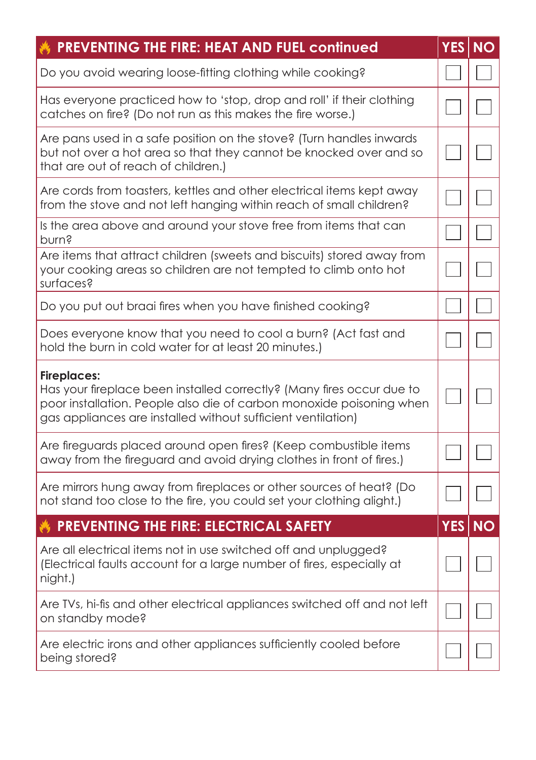| PREVENTING THE FIRE: HEAT AND FUEL continued | YES | NO |
|---|---|---|
| Do you avoid wearing loose-fitting clothing while cooking? | ☐ | ☐ |
| Has everyone practiced how to 'stop, drop and roll' if their clothing catches on fire? (Do not run as this makes the fire worse.) | ☐ | ☐ |
| Are pans used in a safe position on the stove? (Turn handles inwards but not over a hot area so that they cannot be knocked over and so that are out of reach of children.) | ☐ | ☐ |
| Are cords from toasters, kettles and other electrical items kept away from the stove and not left hanging within reach of small children? | ☐ | ☐ |
| Is the area above and around your stove free from items that can burn? | ☐ | ☐ |
| Are items that attract children (sweets and biscuits) stored away from your cooking areas so children are not tempted to climb onto hot surfaces? | ☐ | ☐ |
| Do you put out braai fires when you have finished cooking? | ☐ | ☐ |
| Does everyone know that you need to cool a burn? (Act fast and hold the burn in cold water for at least 20 minutes.) | ☐ | ☐ |
| **Fireplaces:** Has your fireplace been installed correctly? (Many fires occur due to poor installation. People also die of carbon monoxide poisoning when gas appliances are installed without sufficient ventilation) | ☐ | ☐ |
| Are fireguards placed around open fires? (Keep combustible items away from the fireguard and avoid drying clothes in front of fires.) | ☐ | ☐ |
| Are mirrors hung away from fireplaces or other sources of heat? (Do not stand too close to the fire, you could set your clothing alight.) | ☐ | ☐ |
| **PREVENTING THE FIRE: ELECTRICAL SAFETY** | **YES** | **NO** |
| Are all electrical items not in use switched off and unplugged? (Electrical faults account for a large number of fires, especially at night.) | ☐ | ☐ |
| Are TVs, hi-fis and other electrical appliances switched off and not left on standby mode? | ☐ | ☐ |
| Are electric irons and other appliances sufficiently cooled before being stored? | ☐ | ☐ |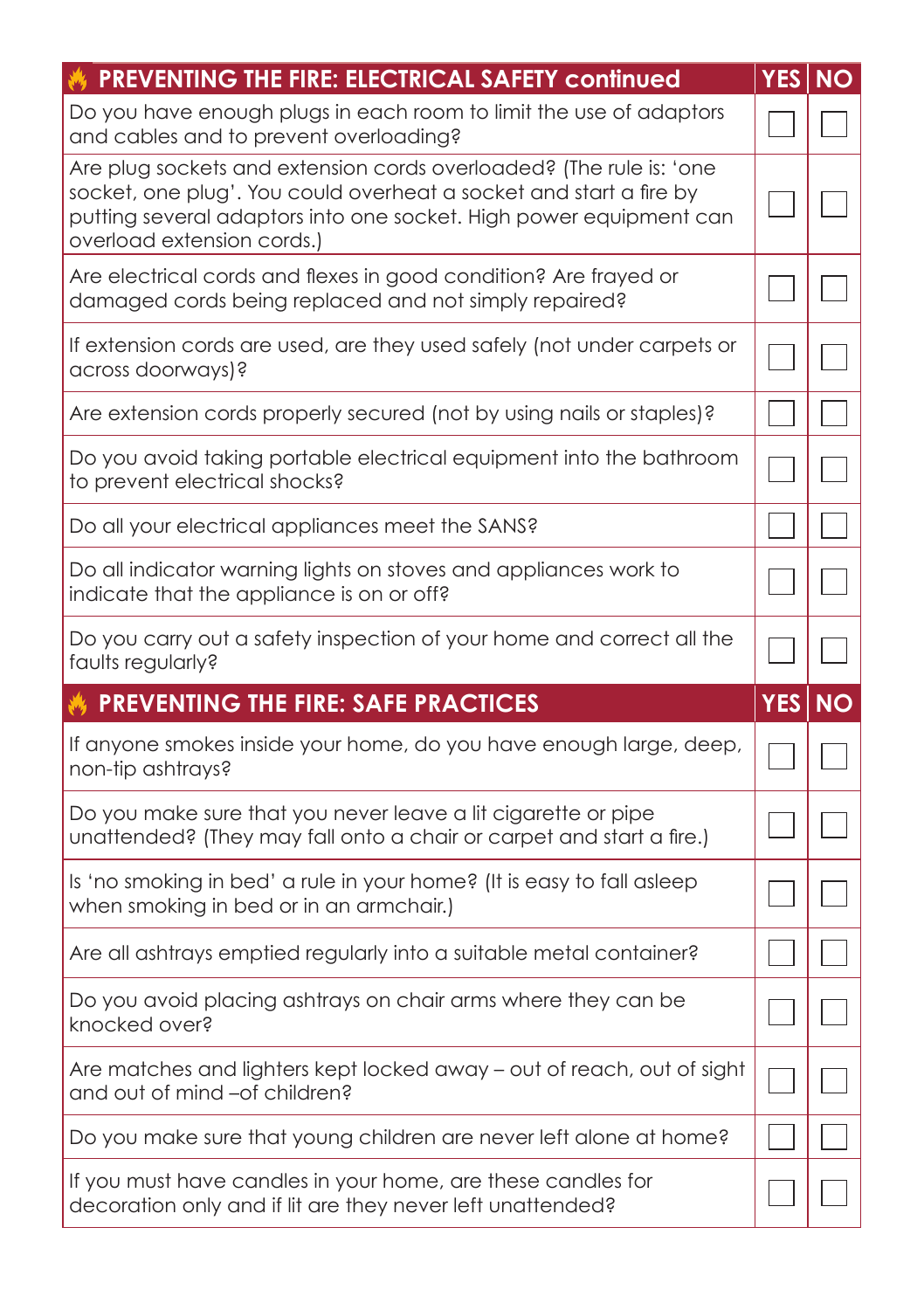| PREVENTING THE FIRE: ELECTRICAL SAFETY continued | YES | NO |
|---|---|---|
| Do you have enough plugs in each room to limit the use of adaptors and cables and to prevent overloading? | | |
| Are plug sockets and extension cords overloaded? (The rule is: 'one socket, one plug'. You could overheat a socket and start a fire by putting several adaptors into one socket. High power equipment can overload extension cords.) | | |
| Are electrical cords and flexes in good condition? Are frayed or damaged cords being replaced and not simply repaired? | | |
| If extension cords are used, are they used safely (not under carpets or across doorways)? | | |
| Are extension cords properly secured (not by using nails or staples)? | | |
| Do you avoid taking portable electrical equipment into the bathroom to prevent electrical shocks? | | |
| Do all your electrical appliances meet the SANS? | | |
| Do all indicator warning lights on stoves and appliances work to indicate that the appliance is on or off? | | |
| Do you carry out a safety inspection of your home and correct all the faults regularly? | | |

| PREVENTING THE FIRE: SAFE PRACTICES | YES | NO |
|---|---|---|
| If anyone smokes inside your home, do you have enough large, deep, non-tip ashtrays? | | |
| Do you make sure that you never leave a lit cigarette or pipe unattended? (They may fall onto a chair or carpet and start a fire.) | | |
| Is 'no smoking in bed' a rule in your home? (It is easy to fall asleep when smoking in bed or in an armchair.) | | |
| Are all ashtrays emptied regularly into a suitable metal container? | | |
| Do you avoid placing ashtrays on chair arms where they can be knocked over? | | |
| Are matches and lighters kept locked away – out of reach, out of sight and out of mind –of children? | | |
| Do you make sure that young children are never left alone at home? | | |
| If you must have candles in your home, are these candles for decoration only and if lit are they never left unattended? | | |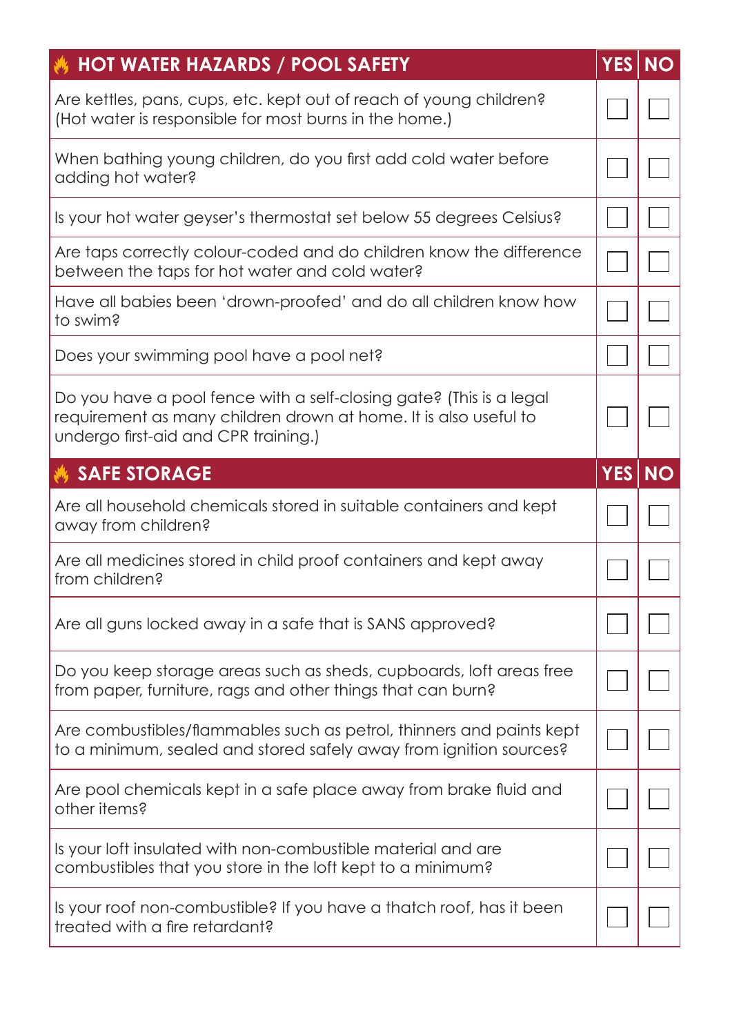| HOT WATER HAZARDS / POOL SAFETY | YES | NO |
|---|---|---|
| Are kettles, pans, cups, etc. kept out of reach of young children? (Hot water is responsible for most burns in the home.) | ☐ | ☐ |
| When bathing young children, do you first add cold water before adding hot water? | ☐ | ☐ |
| Is your hot water geyser's thermostat set below 55 degrees Celsius? | ☐ | ☐ |
| Are taps correctly colour-coded and do children know the difference between the taps for hot water and cold water? | ☐ | ☐ |
| Have all babies been 'drown-proofed' and do all children know how to swim? | ☐ | ☐ |
| Does your swimming pool have a pool net? | ☐ | ☐ |
| Do you have a pool fence with a self-closing gate? (This is a legal requirement as many children drown at home. It is also useful to undergo first-aid and CPR training.) | ☐ | ☐ |

| SAFE STORAGE | YES | NO |
|---|---|---|
| Are all household chemicals stored in suitable containers and kept away from children? | ☐ | ☐ |
| Are all medicines stored in child proof containers and kept away from children? | ☐ | ☐ |
| Are all guns locked away in a safe that is SANS approved? | ☐ | ☐ |
| Do you keep storage areas such as sheds, cupboards, loft areas free from paper, furniture, rags and other things that can burn? | ☐ | ☐ |
| Are combustibles/flammables such as petrol, thinners and paints kept to a minimum, sealed and stored safely away from ignition sources? | ☐ | ☐ |
| Are pool chemicals kept in a safe place away from brake fluid and other items? | ☐ | ☐ |
| Is your loft insulated with non-combustible material and are combustibles that you store in the loft kept to a minimum? | ☐ | ☐ |
| Is your roof non-combustible? If you have a thatch roof, has it been treated with a fire retardant? | ☐ | ☐ |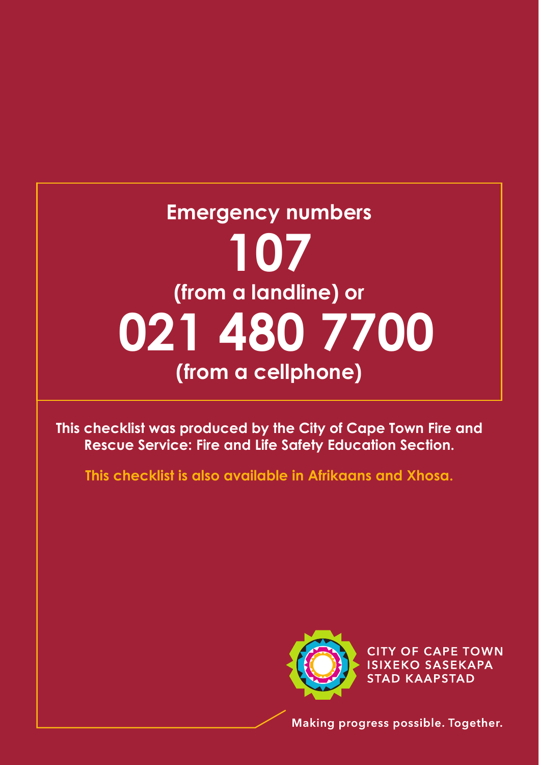## Emergency numbers

# 107

**(from a landline) or**

# 021 480 7700

**(from a cellphone)**

**This checklist was produced by the City of Cape Town Fire and Rescue Service: Fire and Life Safety Education Section.**

**This checklist is also available in Afrikaans and Xhosa.**

CITY OF CAPE TOWN
ISIXEKO SASEKAPA
STAD KAAPSTAD

Making progress possible. Together.